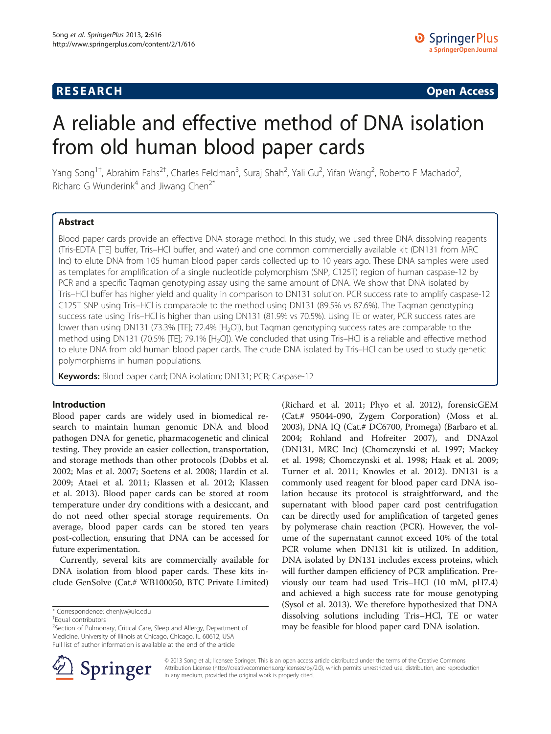**RESEARCH** **Open Access**

# A reliable and effective method of DNA isolation from old human blood paper cards

Yang Song[1†], Abrahim Fahs[2†], Charles Feldman[3], Suraj Shah[2], Yali Gu[2], Yifan Wang[2], Roberto F Machado[2], Richard G Wunderink[4] and Jiwang Chen[2*]

## Abstract

Blood paper cards provide an effective DNA storage method. In this study, we used three DNA dissolving reagents (Tris-EDTA [TE] buffer, Tris–HCl buffer, and water) and one common commercially available kit (DN131 from MRC Inc) to elute DNA from 105 human blood paper cards collected up to 10 years ago. These DNA samples were used as templates for amplification of a single nucleotide polymorphism (SNP, C125T) region of human caspase-12 by PCR and a specific Taqman genotyping assay using the same amount of DNA. We show that DNA isolated by Tris–HCl buffer has higher yield and quality in comparison to DN131 solution. PCR success rate to amplify caspase-12 C125T SNP using Tris–HCl is comparable to the method using DN131 (89.5% vs 87.6%). The Taqman genotyping success rate using Tris–HCl is higher than using DN131 (81.9% vs 70.5%). Using TE or water, PCR success rates are lower than using DN131 (73.3% [TE]; 72.4% [$H_2O$]), but Taqman genotyping success rates are comparable to the method using DN131 (70.5% [TE]; 79.1% [$H_2O$]). We concluded that using Tris–HCl is a reliable and effective method to elute DNA from old human blood paper cards. The crude DNA isolated by Tris–HCl can be used to study genetic polymorphisms in human populations.

**Keywords:** Blood paper card; DNA isolation; DN131; PCR; Caspase-12

## Introduction

Blood paper cards are widely used in biomedical research to maintain human genomic DNA and blood pathogen DNA for genetic, pharmacogenetic and clinical testing. They provide an easier collection, transportation, and storage methods than other protocols (Dobbs et al. 2002; Mas et al. 2007; Soetens et al. 2008; Hardin et al. 2009; Ataei et al. 2011; Klassen et al. 2012; Klassen et al. 2013). Blood paper cards can be stored at room temperature under dry conditions with a desiccant, and do not need other special storage requirements. On average, blood paper cards can be stored ten years post-collection, ensuring that DNA can be accessed for future experimentation.

Currently, several kits are commercially available for DNA isolation from blood paper cards. These kits include GenSolve (Cat.# WB100050, BTC Private Limited) (Richard et al. 2011; Phyo et al. 2012), forensicGEM (Cat.# 95044-090, Zygem Corporation) (Moss et al. 2003), DNA IQ (Cat.# DC6700, Promega) (Barbaro et al. 2004; Rohland and Hofreiter 2007), and DNAzol (DN131, MRC Inc) (Chomczynski et al. 1997; Mackey et al. 1998; Chomczynski et al. 1998; Haak et al. 2009; Turner et al. 2011; Knowles et al. 2012). DN131 is a commonly used reagent for blood paper card DNA isolation because its protocol is straightforward, and the supernatant with blood paper card post centrifugation can be directly used for amplification of targeted genes by polymerase chain reaction (PCR). However, the volume of the supernatant cannot exceed 10% of the total PCR volume when DN131 kit is utilized. In addition, DNA isolated by DN131 includes excess proteins, which will further dampen efficiency of PCR amplification. Previously our team had used Tris–HCl (10 mM, pH7.4) and achieved a high success rate for mouse genotyping (Sysol et al. 2013). We therefore hypothesized that DNA dissolving solutions including Tris–HCl, TE or water may be feasible for blood paper card DNA isolation.

\* Correspondence: chenjw@uic.edu
†Equal contributors
[2]Section of Pulmonary, Critical Care, Sleep and Allergy, Department of Medicine, University of Illinois at Chicago, Chicago, IL 60612, USA
Full list of author information is available at the end of the article

© 2013 Song et al.; licensee Springer. This is an open access article distributed under the terms of the Creative Commons Attribution License (http://creativecommons.org/licenses/by/2.0), which permits unrestricted use, distribution, and reproduction in any medium, provided the original work is properly cited.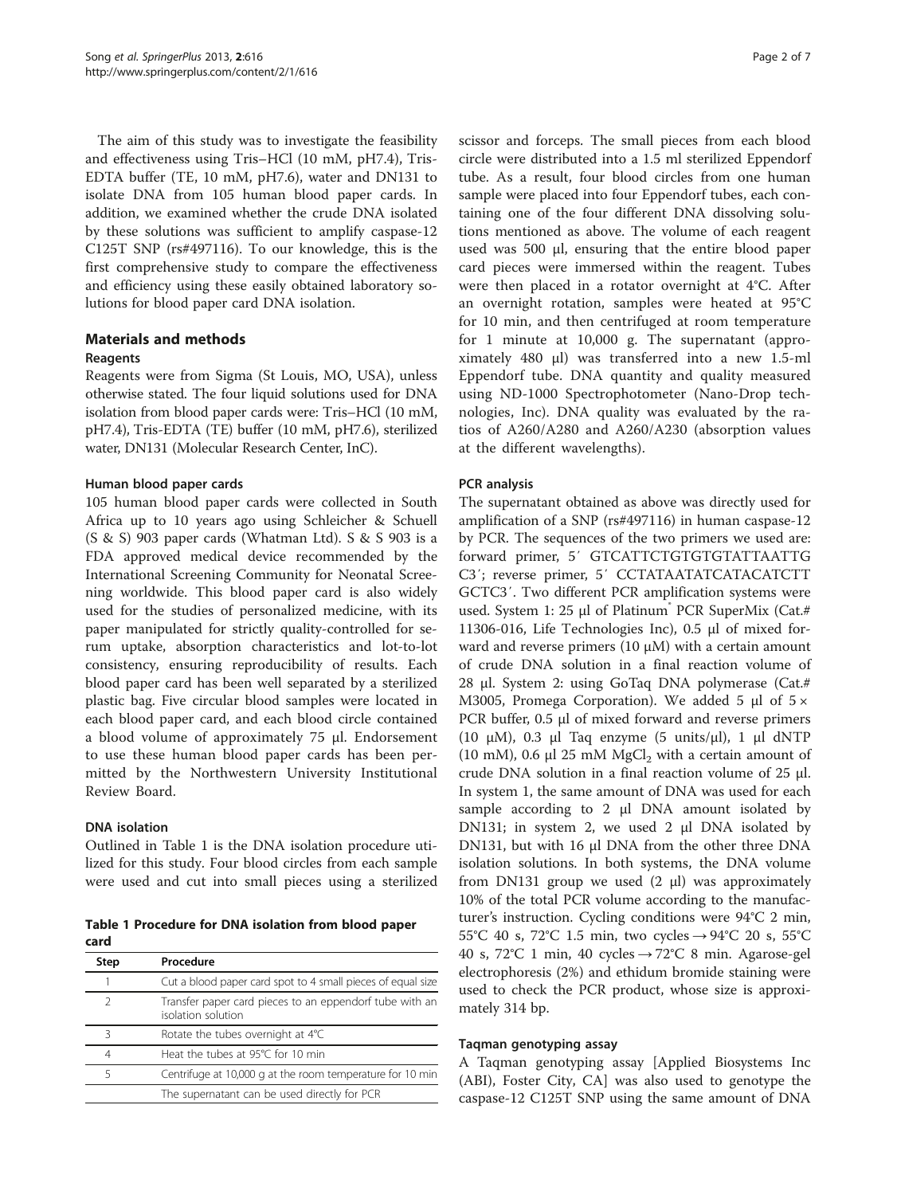The aim of this study was to investigate the feasibility and effectiveness using Tris–HCl (10 mM, pH7.4), Tris-EDTA buffer (TE, 10 mM, pH7.6), water and DN131 to isolate DNA from 105 human blood paper cards. In addition, we examined whether the crude DNA isolated by these solutions was sufficient to amplify caspase-12 C125T SNP (rs#497116). To our knowledge, this is the first comprehensive study to compare the effectiveness and efficiency using these easily obtained laboratory solutions for blood paper card DNA isolation.

## Materials and methods

### Reagents

Reagents were from Sigma (St Louis, MO, USA), unless otherwise stated. The four liquid solutions used for DNA isolation from blood paper cards were: Tris–HCl (10 mM, pH7.4), Tris-EDTA (TE) buffer (10 mM, pH7.6), sterilized water, DN131 (Molecular Research Center, InC).

#### Human blood paper cards

105 human blood paper cards were collected in South Africa up to 10 years ago using Schleicher & Schuell (S & S) 903 paper cards (Whatman Ltd). S & S 903 is a FDA approved medical device recommended by the International Screening Community for Neonatal Screening worldwide. This blood paper card is also widely used for the studies of personalized medicine, with its paper manipulated for strictly quality-controlled for serum uptake, absorption characteristics and lot-to-lot consistency, ensuring reproducibility of results. Each blood paper card has been well separated by a sterilized plastic bag. Five circular blood samples were located in each blood paper card, and each blood circle contained a blood volume of approximately 75 μl. Endorsement to use these human blood paper cards has been permitted by the Northwestern University Institutional Review Board.

#### DNA isolation

Outlined in Table 1 is the DNA isolation procedure utilized for this study. Four blood circles from each sample were used and cut into small pieces using a sterilized scissor and forceps. The small pieces from each blood circle were distributed into a 1.5 ml sterilized Eppendorf tube. As a result, four blood circles from one human sample were placed into four Eppendorf tubes, each containing one of the four different DNA dissolving solutions mentioned as above. The volume of each reagent used was 500 μl, ensuring that the entire blood paper card pieces were immersed within the reagent. Tubes were then placed in a rotator overnight at 4°C. After an overnight rotation, samples were heated at 95°C for 10 min, and then centrifuged at room temperature for 1 minute at 10,000 g. The supernatant (approximately 480 μl) was transferred into a new 1.5-ml Eppendorf tube. DNA quantity and quality measured using ND-1000 Spectrophotometer (Nano-Drop technologies, Inc). DNA quality was evaluated by the ratios of A260/A280 and A260/A230 (absorption values at the different wavelengths).

**Table 1 Procedure for DNA isolation from blood paper card**

| Step | Procedure |
|---|---|
| 1 | Cut a blood paper card spot to 4 small pieces of equal size |
| 2 | Transfer paper card pieces to an eppendorf tube with an isolation solution |
| 3 | Rotate the tubes overnight at 4°C |
| 4 | Heat the tubes at 95°C for 10 min |
| 5 | Centrifuge at 10,000 g at the room temperature for 10 min |
| | The supernatant can be used directly for PCR |

#### PCR analysis

The supernatant obtained as above was directly used for amplification of a SNP (rs#497116) in human caspase-12 by PCR. The sequences of the two primers we used are: forward primer, 5′ GTCATTCTGTGTGTATTAATTG C3′; reverse primer, 5′ CCTATAATATCATACATCTT GCTC3′. Two different PCR amplification systems were used. System 1: 25 μl of Platinum® PCR SuperMix (Cat.# 11306-016, Life Technologies Inc), 0.5 μl of mixed forward and reverse primers (10 μM) with a certain amount of crude DNA solution in a final reaction volume of 28 μl. System 2: using GoTaq DNA polymerase (Cat.# M3005, Promega Corporation). We added 5 μl of 5 × PCR buffer, 0.5 μl of mixed forward and reverse primers (10 μM), 0.3 μl Taq enzyme (5 units/μl), 1 μl dNTP (10 mM), 0.6 μl 25 mM $MgCl_2$ with a certain amount of crude DNA solution in a final reaction volume of 25 μl. In system 1, the same amount of DNA was used for each sample according to 2 μl DNA amount isolated by DN131; in system 2, we used 2 μl DNA isolated by DN131, but with 16 μl DNA from the other three DNA isolation solutions. In both systems, the DNA volume from DN131 group we used (2 μl) was approximately 10% of the total PCR volume according to the manufacturer's instruction. Cycling conditions were 94°C 2 min, 55°C 40 s, 72°C 1.5 min, two cycles → 94°C 20 s, 55°C 40 s, 72°C 1 min, 40 cycles → 72°C 8 min. Agarose-gel electrophoresis (2%) and ethidum bromide staining were used to check the PCR product, whose size is approximately 314 bp.

#### Taqman genotyping assay

A Taqman genotyping assay [Applied Biosystems Inc (ABI), Foster City, CA] was also used to genotype the caspase-12 C125T SNP using the same amount of DNA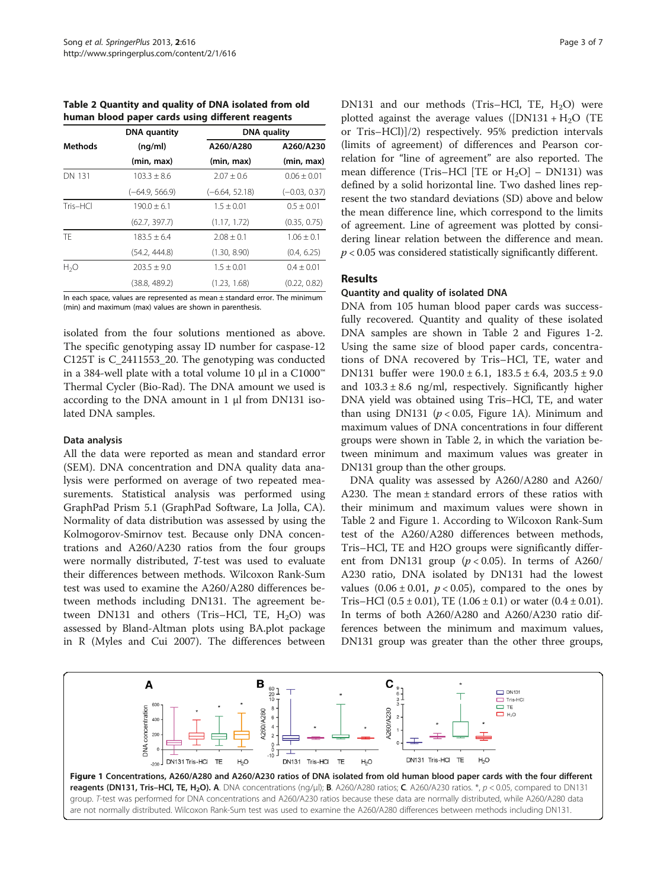**Table 2 Quantity and quality of DNA isolated from old human blood paper cards using different reagents**

| Methods | DNA quantity (ng/ml) (min, max) | DNA quality A260/A280 (min, max) | A260/A230 (min, max) |
|---|---|---|---|
| DN 131 | 103.3 ± 8.6 | 2.07 ± 0.6 | 0.06 ± 0.01 |
| | (−64.9, 566.9) | (−6.64, 52.18) | (−0.03, 0.37) |
| Tris–HCl | 190.0 ± 6.1 | 1.5 ± 0.01 | 0.5 ± 0.01 |
| | (62.7, 397.7) | (1.17, 1.72) | (0.35, 0.75) |
| TE | 183.5 ± 6.4 | 2.08 ± 0.1 | 1.06 ± 0.1 |
| | (54.2, 444.8) | (1.30, 8.90) | (0.4, 6.25) |
| $H_2O$ | 203.5 ± 9.0 | 1.5 ± 0.01 | 0.4 ± 0.01 |
| | (38.8, 489.2) | (1.23, 1.68) | (0.22, 0.82) |

In each space, values are represented as mean ± standard error. The minimum (min) and maximum (max) values are shown in parenthesis.

isolated from the four solutions mentioned as above. The specific genotyping assay ID number for caspase-12 C125T is C_2411553_20. The genotyping was conducted in a 384-well plate with a total volume 10 μl in a C1000™ Thermal Cycler (Bio-Rad). The DNA amount we used is according to the DNA amount in 1 μl from DN131 isolated DNA samples.

### Data analysis

All the data were reported as mean and standard error (SEM). DNA concentration and DNA quality data analysis were performed on average of two repeated measurements. Statistical analysis was performed using GraphPad Prism 5.1 (GraphPad Software, La Jolla, CA). Normality of data distribution was assessed by using the Kolmogorov-Smirnov test. Because only DNA concentrations and A260/A230 ratios from the four groups were normally distributed, *T*-test was used to evaluate their differences between methods. Wilcoxon Rank-Sum test was used to examine the A260/A280 differences between methods including DN131. The agreement between DN131 and others (Tris–HCl, TE, $H_2O$) was assessed by Bland-Altman plots using BA.plot package in R (Myles and Cui 2007). The differences between DN131 and our methods (Tris–HCl, TE, $H_2O$) were plotted against the average values ([DN131 + $H_2O$ (TE or Tris–HCl)]/2) respectively. 95% prediction intervals (limits of agreement) of differences and Pearson correlation for "line of agreement" are also reported. The mean difference (Tris–HCl [TE or $H_2O$] – DN131) was defined by a solid horizontal line. Two dashed lines represent the two standard deviations (SD) above and below the mean difference line, which correspond to the limits of agreement. Line of agreement was plotted by considering linear relation between the difference and mean. $p < 0.05$ was considered statistically significantly different.

## Results

### Quantity and quality of isolated DNA

DNA from 105 human blood paper cards was successfully recovered. Quantity and quality of these isolated DNA samples are shown in Table 2 and Figures 1-2. Using the same size of blood paper cards, concentrations of DNA recovered by Tris–HCl, TE, water and DN131 buffer were 190.0 ± 6.1, 183.5 ± 6.4, 203.5 ± 9.0 and 103.3 ± 8.6 ng/ml, respectively. Significantly higher DNA yield was obtained using Tris–HCl, TE, and water than using DN131 ($p < 0.05$, Figure 1A). Minimum and maximum values of DNA concentrations in four different groups were shown in Table 2, in which the variation between minimum and maximum values was greater in DN131 group than the other groups.

DNA quality was assessed by A260/A280 and A260/A230. The mean ± standard errors of these ratios with their minimum and maximum values were shown in Table 2 and Figure 1. According to Wilcoxon Rank-Sum test of the A260/A280 differences between methods, Tris–HCl, TE and H2O groups were significantly different from DN131 group ($p < 0.05$). In terms of A260/A230 ratio, DNA isolated by DN131 had the lowest values (0.06 ± 0.01, $p < 0.05$), compared to the ones by Tris–HCl (0.5 ± 0.01), TE (1.06 ± 0.1) or water (0.4 ± 0.01). In terms of both A260/A280 and A260/A230 ratio differences between the minimum and maximum values, DN131 group was greater than the other three groups,

**Figure 1 Concentrations, A260/A280 and A260/A230 ratios of DNA isolated from old human blood paper cards with the four different reagents (DN131, Tris–HCl, TE, $H_2O$).** **A**. DNA concentrations (ng/μl); **B**. A260/A280 ratios; **C**. A260/A230 ratios. *, $p < 0.05$, compared to DN131 group. *T*-test was performed for DNA concentrations and A260/A230 ratios because these data are normally distributed, while A260/A280 data are not normally distributed. Wilcoxon Rank-Sum test was used to examine the A260/A280 differences between methods including DN131.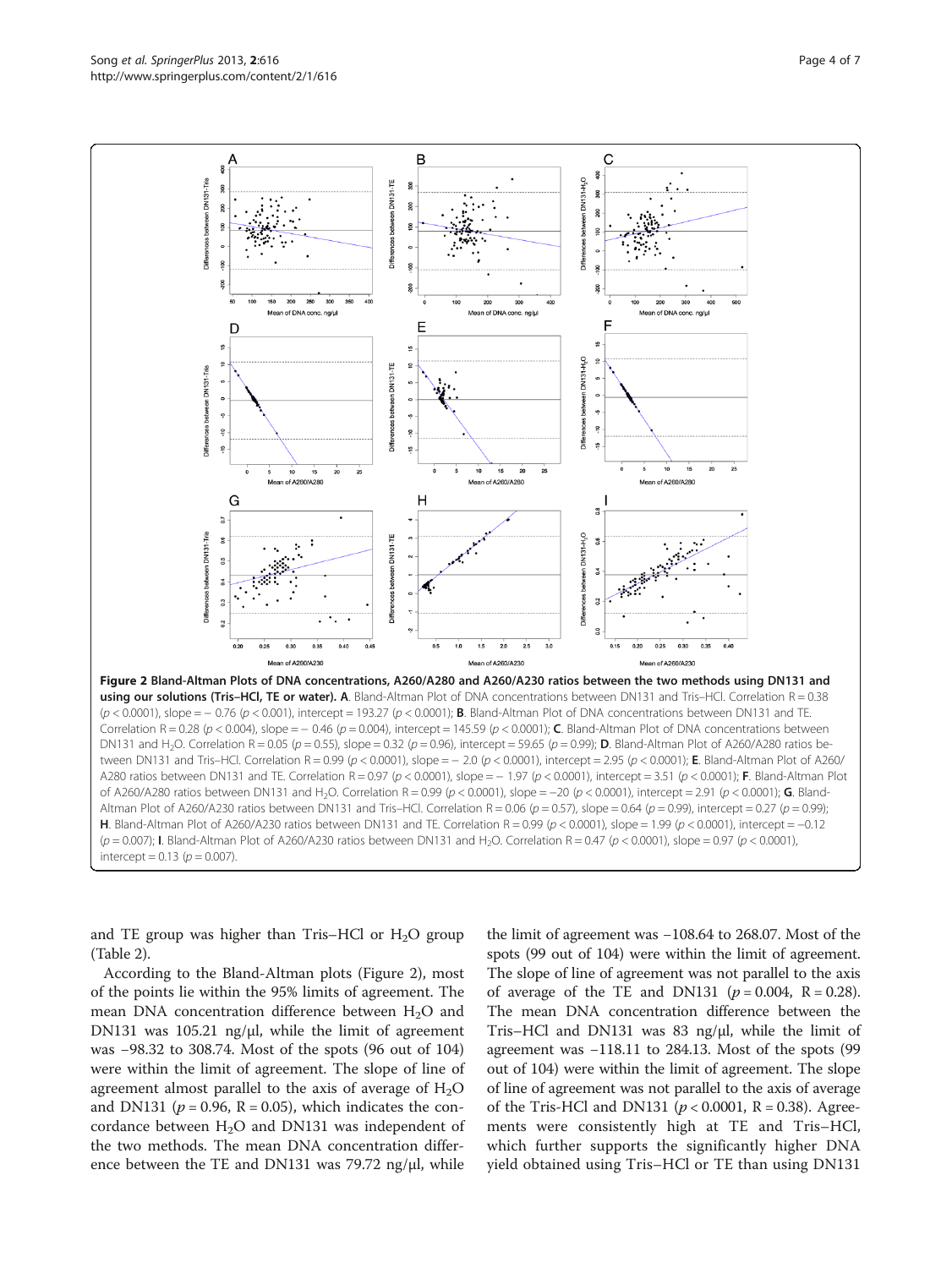**Figure 2 Bland-Altman Plots of DNA concentrations, A260/A280 and A260/A230 ratios between the two methods using DN131 and using our solutions (Tris–HCl, TE or water).** **A**. Bland-Altman Plot of DNA concentrations between DN131 and Tris–HCl. Correlation R = 0.38 ($p < 0.0001$), slope = − 0.76 ($p < 0.001$), intercept = 193.27 ($p < 0.0001$); **B**. Bland-Altman Plot of DNA concentrations between DN131 and TE. Correlation R = 0.28 ($p < 0.004$), slope = − 0.46 ($p = 0.004$), intercept = 145.59 ($p < 0.0001$); **C**. Bland-Altman Plot of DNA concentrations between DN131 and $H_2O$. Correlation R = 0.05 ($p = 0.55$), slope = 0.32 ($p = 0.96$), intercept = 59.65 ($p = 0.99$); **D**. Bland-Altman Plot of A260/A280 ratios between DN131 and Tris–HCl. Correlation R = 0.99 ($p < 0.0001$), slope = − 2.0 ($p < 0.0001$), intercept = 2.95 ($p < 0.0001$); **E**. Bland-Altman Plot of A260/A280 ratios between DN131 and TE. Correlation R = 0.97 ($p < 0.0001$), slope = − 1.97 ($p < 0.0001$), intercept = 3.51 ($p < 0.0001$); **F**. Bland-Altman Plot of A260/A280 ratios between DN131 and $H_2O$. Correlation R = 0.99 ($p < 0.0001$), slope = −20 ($p < 0.0001$), intercept = 2.91 ($p < 0.0001$); **G**. Bland-Altman Plot of A260/A230 ratios between DN131 and Tris–HCl. Correlation R = 0.06 ($p = 0.57$), slope = 0.64 ($p = 0.99$), intercept = 0.27 ($p = 0.99$); **H**. Bland-Altman Plot of A260/A230 ratios between DN131 and TE. Correlation R = 0.99 ($p < 0.0001$), slope = 1.99 ($p < 0.0001$), intercept = −0.12 ($p = 0.007$); **I**. Bland-Altman Plot of A260/A230 ratios between DN131 and $H_2O$. Correlation R = 0.47 ($p < 0.0001$), slope = 0.97 ($p < 0.0001$), intercept = 0.13 ($p = 0.007$).

and TE group was higher than Tris–HCl or $H_2O$ group (Table 2).

According to the Bland-Altman plots (Figure 2), most of the points lie within the 95% limits of agreement. The mean DNA concentration difference between $H_2O$ and DN131 was 105.21 ng/μl, while the limit of agreement was −98.32 to 308.74. Most of the spots (96 out of 104) were within the limit of agreement. The slope of line of agreement almost parallel to the axis of average of $H_2O$ and DN131 ($p = 0.96$, R = 0.05), which indicates the concordance between $H_2O$ and DN131 was independent of the two methods. The mean DNA concentration difference between the TE and DN131 was 79.72 ng/μl, while the limit of agreement was −108.64 to 268.07. Most of the spots (99 out of 104) were within the limit of agreement. The slope of line of agreement was not parallel to the axis of average of the TE and DN131 ($p = 0.004$, R = 0.28). The mean DNA concentration difference between the Tris–HCl and DN131 was 83 ng/μl, while the limit of agreement was −118.11 to 284.13. Most of the spots (99 out of 104) were within the limit of agreement. The slope of line of agreement was not parallel to the axis of average of the Tris-HCl and DN131 ($p < 0.0001$, R = 0.38). Agreements were consistently high at TE and Tris–HCl, which further supports the significantly higher DNA yield obtained using Tris–HCl or TE than using DN131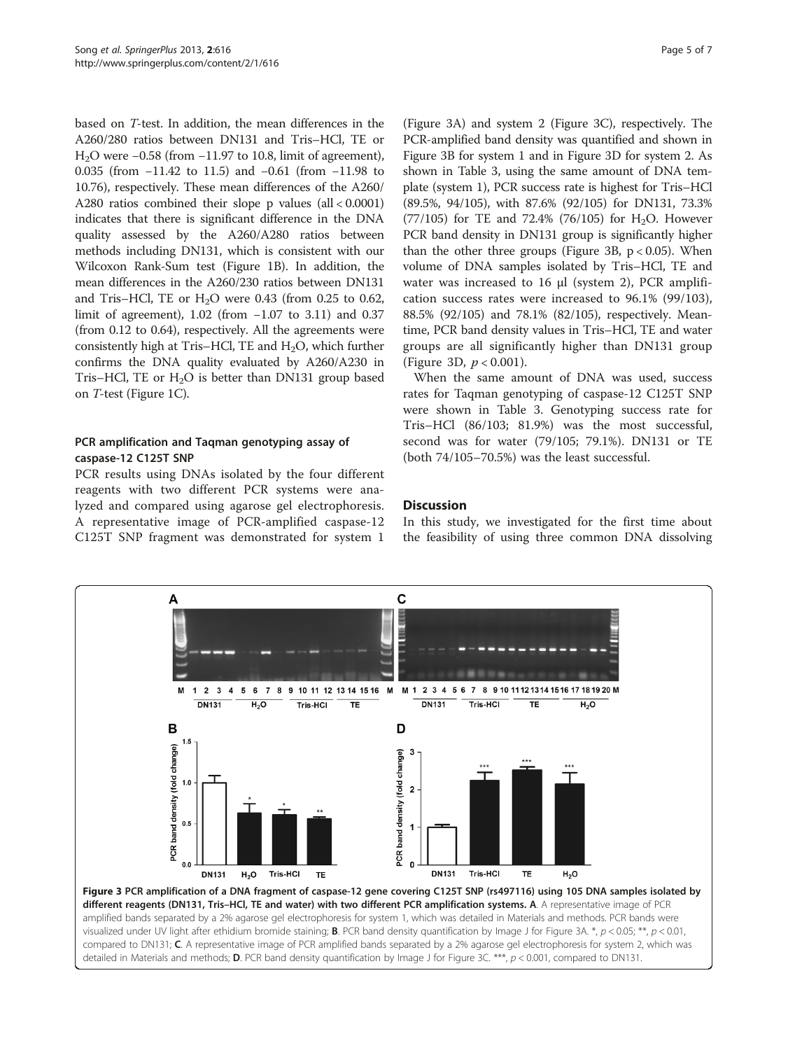based on *T*-test. In addition, the mean differences in the A260/280 ratios between DN131 and Tris–HCl, TE or $H_2O$ were −0.58 (from −11.97 to 10.8, limit of agreement), 0.035 (from −11.42 to 11.5) and −0.61 (from −11.98 to 10.76), respectively. These mean differences of the A260/A280 ratios combined their slope p values (all < 0.0001) indicates that there is significant difference in the DNA quality assessed by the A260/A280 ratios between methods including DN131, which is consistent with our Wilcoxon Rank-Sum test (Figure 1B). In addition, the mean differences in the A260/230 ratios between DN131 and Tris–HCl, TE or $H_2O$ were 0.43 (from 0.25 to 0.62, limit of agreement), 1.02 (from −1.07 to 3.11) and 0.37 (from 0.12 to 0.64), respectively. All the agreements were consistently high at Tris–HCl, TE and $H_2O$, which further confirms the DNA quality evaluated by A260/A230 in Tris–HCl, TE or $H_2O$ is better than DN131 group based on *T*-test (Figure 1C).

### PCR amplification and Taqman genotyping assay of caspase-12 C125T SNP

PCR results using DNAs isolated by the four different reagents with two different PCR systems were analyzed and compared using agarose gel electrophoresis. A representative image of PCR-amplified caspase-12 C125T SNP fragment was demonstrated for system 1 (Figure 3A) and system 2 (Figure 3C), respectively. The PCR-amplified band density was quantified and shown in Figure 3B for system 1 and in Figure 3D for system 2. As shown in Table 3, using the same amount of DNA template (system 1), PCR success rate is highest for Tris–HCl (89.5%, 94/105), with 87.6% (92/105) for DN131, 73.3% (77/105) for TE and 72.4% (76/105) for $H_2O$. However PCR band density in DN131 group is significantly higher than the other three groups (Figure 3B, $p < 0.05$). When volume of DNA samples isolated by Tris–HCl, TE and water was increased to 16 μl (system 2), PCR amplification success rates were increased to 96.1% (99/103), 88.5% (92/105) and 78.1% (82/105), respectively. Meantime, PCR band density values in Tris–HCl, TE and water groups are all significantly higher than DN131 group (Figure 3D, $p < 0.001$).

When the same amount of DNA was used, success rates for Taqman genotyping of caspase-12 C125T SNP were shown in Table 3. Genotyping success rate for Tris–HCl (86/103; 81.9%) was the most successful, second was for water (79/105; 79.1%). DN131 or TE (both 74/105–70.5%) was the least successful.

## Discussion

In this study, we investigated for the first time about the feasibility of using three common DNA dissolving

**Figure 3 PCR amplification of a DNA fragment of caspase-12 gene covering C125T SNP (rs497116) using 105 DNA samples isolated by different reagents (DN131, Tris–HCl, TE and water) with two different PCR amplification systems. A**. A representative image of PCR amplified bands separated by a 2% agarose gel electrophoresis for system 1, which was detailed in Materials and methods. PCR bands were visualized under UV light after ethidium bromide staining; **B**. PCR band density quantification by Image J for Figure 3A. *, $p < 0.05$; **, $p < 0.01$, compared to DN131; **C**. A representative image of PCR amplified bands separated by a 2% agarose gel electrophoresis for system 2, which was detailed in Materials and methods; **D**. PCR band density quantification by Image J for Figure 3C. ***, $p < 0.001$, compared to DN131.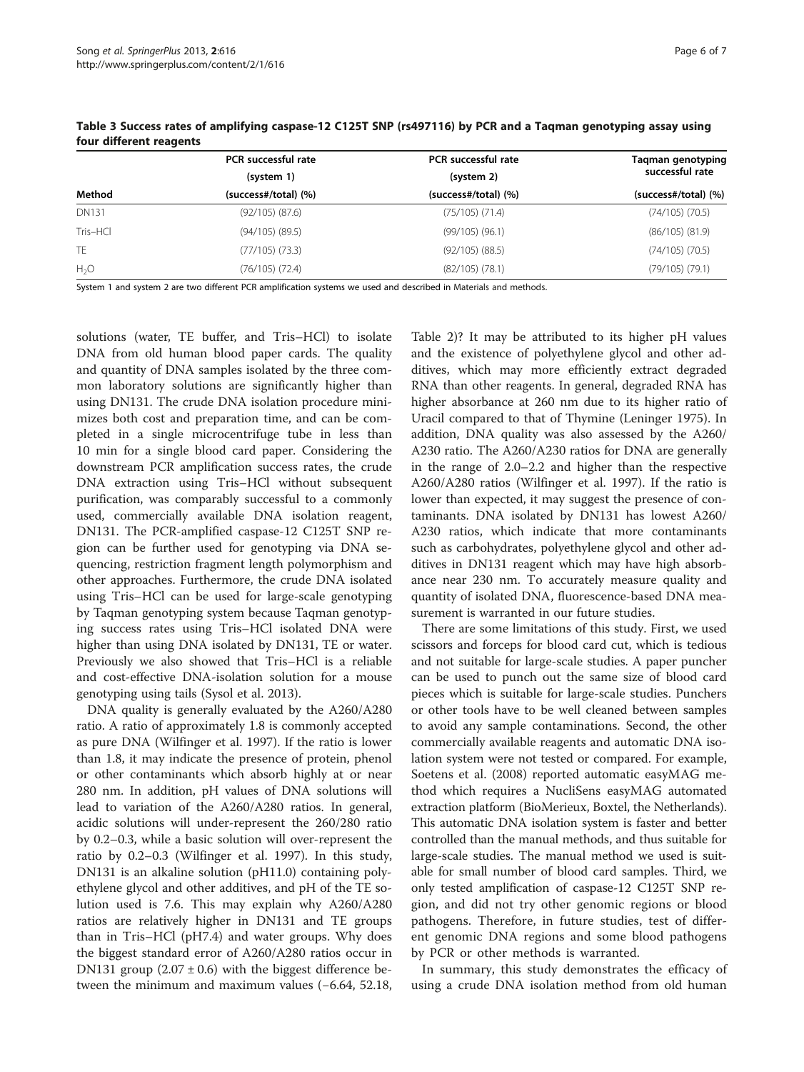**Table 3 Success rates of amplifying caspase-12 C125T SNP (rs497116) by PCR and a Taqman genotyping assay using four different reagents**

| Method | PCR successful rate (system 1) (success#/total) (%) | PCR successful rate (system 2) (success#/total) (%) | Taqman genotyping successful rate (success#/total) (%) |
|---|---|---|---|
| DN131 | (92/105) (87.6) | (75/105) (71.4) | (74/105) (70.5) |
| Tris–HCl | (94/105) (89.5) | (99/105) (96.1) | (86/105) (81.9) |
| TE | (77/105) (73.3) | (92/105) (88.5) | (74/105) (70.5) |
| $H_2O$ | (76/105) (72.4) | (82/105) (78.1) | (79/105) (79.1) |

System 1 and system 2 are two different PCR amplification systems we used and described in Materials and methods.

solutions (water, TE buffer, and Tris–HCl) to isolate DNA from old human blood paper cards. The quality and quantity of DNA samples isolated by the three common laboratory solutions are significantly higher than using DN131. The crude DNA isolation procedure minimizes both cost and preparation time, and can be completed in a single microcentrifuge tube in less than 10 min for a single blood card paper. Considering the downstream PCR amplification success rates, the crude DNA extraction using Tris–HCl without subsequent purification, was comparably successful to a commonly used, commercially available DNA isolation reagent, DN131. The PCR-amplified caspase-12 C125T SNP region can be further used for genotyping via DNA sequencing, restriction fragment length polymorphism and other approaches. Furthermore, the crude DNA isolated using Tris–HCl can be used for large-scale genotyping by Taqman genotyping system because Taqman genotyping success rates using Tris–HCl isolated DNA were higher than using DNA isolated by DN131, TE or water. Previously we also showed that Tris–HCl is a reliable and cost-effective DNA-isolation solution for a mouse genotyping using tails (Sysol et al. 2013).

DNA quality is generally evaluated by the A260/A280 ratio. A ratio of approximately 1.8 is commonly accepted as pure DNA (Wilfinger et al. 1997). If the ratio is lower than 1.8, it may indicate the presence of protein, phenol or other contaminants which absorb highly at or near 280 nm. In addition, pH values of DNA solutions will lead to variation of the A260/A280 ratios. In general, acidic solutions will under-represent the 260/280 ratio by 0.2–0.3, while a basic solution will over-represent the ratio by 0.2–0.3 (Wilfinger et al. 1997). In this study, DN131 is an alkaline solution (pH11.0) containing polyethylene glycol and other additives, and pH of the TE solution used is 7.6. This may explain why A260/A280 ratios are relatively higher in DN131 and TE groups than in Tris–HCl (pH7.4) and water groups. Why does the biggest standard error of A260/A280 ratios occur in DN131 group ($2.07 \pm 0.6$) with the biggest difference between the minimum and maximum values (−6.64, 52.18, Table 2)? It may be attributed to its higher pH values and the existence of polyethylene glycol and other additives, which may more efficiently extract degraded RNA than other reagents. In general, degraded RNA has higher absorbance at 260 nm due to its higher ratio of Uracil compared to that of Thymine (Leninger 1975). In addition, DNA quality was also assessed by the A260/A230 ratio. The A260/A230 ratios for DNA are generally in the range of 2.0–2.2 and higher than the respective A260/A280 ratios (Wilfinger et al. 1997). If the ratio is lower than expected, it may suggest the presence of contaminants. DNA isolated by DN131 has lowest A260/A230 ratios, which indicate that more contaminants such as carbohydrates, polyethylene glycol and other additives in DN131 reagent which may have high absorbance near 230 nm. To accurately measure quality and quantity of isolated DNA, fluorescence-based DNA measurement is warranted in our future studies.

There are some limitations of this study. First, we used scissors and forceps for blood card cut, which is tedious and not suitable for large-scale studies. A paper puncher can be used to punch out the same size of blood card pieces which is suitable for large-scale studies. Punchers or other tools have to be well cleaned between samples to avoid any sample contaminations. Second, the other commercially available reagents and automatic DNA isolation system were not tested or compared. For example, Soetens et al. (2008) reported automatic easyMAG method which requires a NucliSens easyMAG automated extraction platform (BioMerieux, Boxtel, the Netherlands). This automatic DNA isolation system is faster and better controlled than the manual methods, and thus suitable for large-scale studies. The manual method we used is suitable for small number of blood card samples. Third, we only tested amplification of caspase-12 C125T SNP region, and did not try other genomic regions or blood pathogens. Therefore, in future studies, test of different genomic DNA regions and some blood pathogens by PCR or other methods is warranted.

In summary, this study demonstrates the efficacy of using a crude DNA isolation method from old human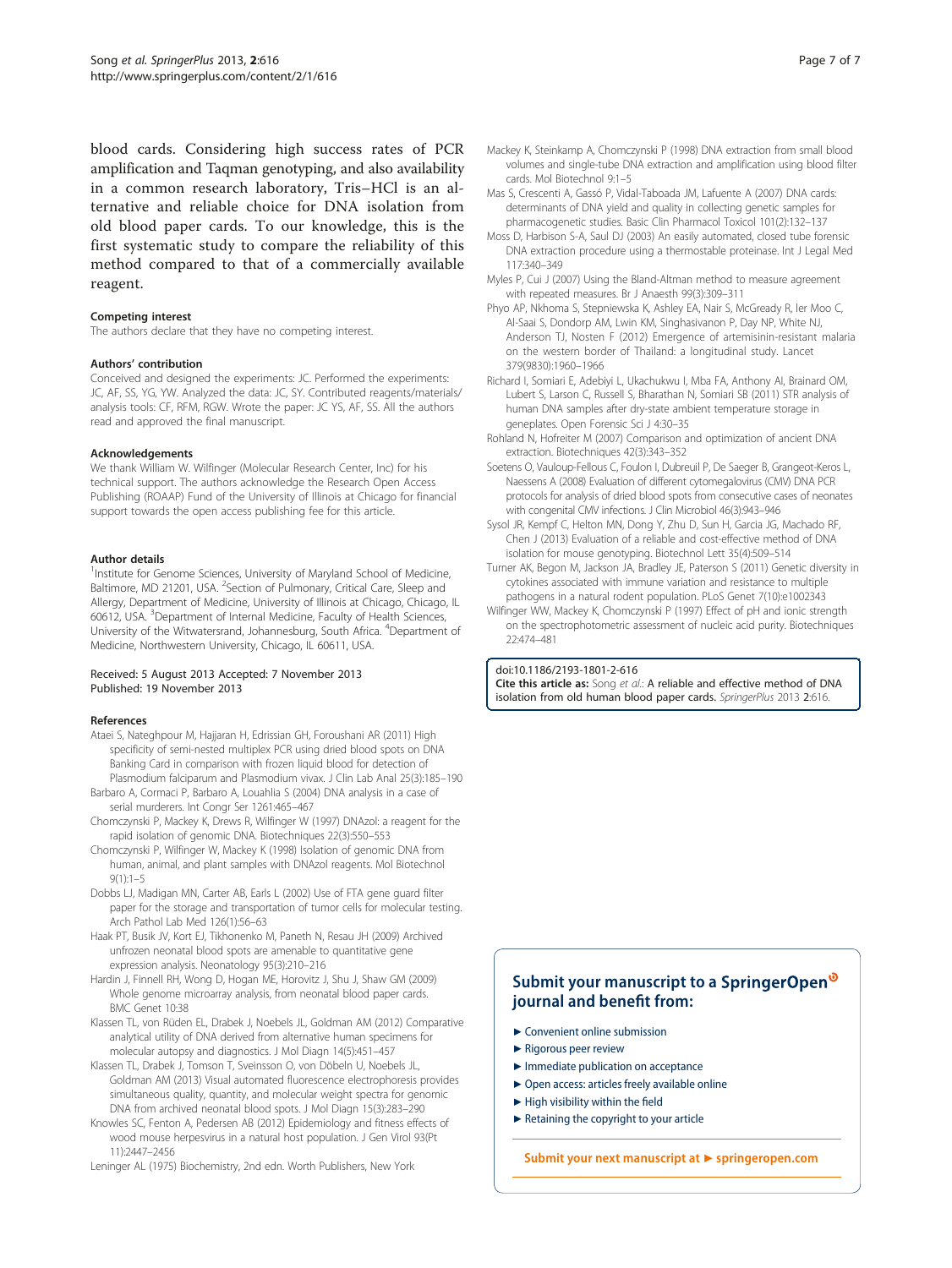blood cards. Considering high success rates of PCR amplification and Taqman genotyping, and also availability in a common research laboratory, Tris–HCl is an alternative and reliable choice for DNA isolation from old blood paper cards. To our knowledge, this is the first systematic study to compare the reliability of this method compared to that of a commercially available reagent.

#### Competing interest

The authors declare that they have no competing interest.

#### Authors' contribution

Conceived and designed the experiments: JC. Performed the experiments: JC, AF, SS, YG, YW. Analyzed the data: JC, SY. Contributed reagents/materials/ analysis tools: CF, RFM, RGW. Wrote the paper: JC YS, AF, SS. All the authors read and approved the final manuscript.

#### Acknowledgements

We thank William W. Wilfinger (Molecular Research Center, Inc) for his technical support. The authors acknowledge the Research Open Access Publishing (ROAAP) Fund of the University of Illinois at Chicago for financial support towards the open access publishing fee for this article.

#### Author details

[1]Institute for Genome Sciences, University of Maryland School of Medicine, Baltimore, MD 21201, USA. [2]Section of Pulmonary, Critical Care, Sleep and Allergy, Department of Medicine, University of Illinois at Chicago, Chicago, IL 60612, USA. [3]Department of Internal Medicine, Faculty of Health Sciences, University of the Witwatersrand, Johannesburg, South Africa. [4]Department of Medicine, Northwestern University, Chicago, IL 60611, USA.

Received: 5 August 2013 Accepted: 7 November 2013
Published: 19 November 2013

#### References

Ataei S, Nateghpour M, Hajjaran H, Edrissian GH, Foroushani AR (2011) High specificity of semi-nested multiplex PCR using dried blood spots on DNA Banking Card in comparison with frozen liquid blood for detection of Plasmodium falciparum and Plasmodium vivax. J Clin Lab Anal 25(3):185–190

Barbaro A, Cormaci P, Barbaro A, Louahlia S (2004) DNA analysis in a case of serial murderers. Int Congr Ser 1261:465–467

Chomczynski P, Mackey K, Drews R, Wilfinger W (1997) DNAzol: a reagent for the rapid isolation of genomic DNA. Biotechniques 22(3):550–553

Chomczynski P, Wilfinger W, Mackey K (1998) Isolation of genomic DNA from human, animal, and plant samples with DNAzol reagents. Mol Biotechnol 9(1):1–5

Dobbs LJ, Madigan MN, Carter AB, Earls L (2002) Use of FTA gene guard filter paper for the storage and transportation of tumor cells for molecular testing. Arch Pathol Lab Med 126(1):56–63

Haak PT, Busik JV, Kort EJ, Tikhonenko M, Paneth N, Resau JH (2009) Archived unfrozen neonatal blood spots are amenable to quantitative gene expression analysis. Neonatology 95(3):210–216

Hardin J, Finnell RH, Wong D, Hogan ME, Horovitz J, Shu J, Shaw GM (2009) Whole genome microarray analysis, from neonatal blood paper cards. BMC Genet 10:38

Klassen TL, von Rüden EL, Drabek J, Noebels JL, Goldman AM (2012) Comparative analytical utility of DNA derived from alternative human specimens for molecular autopsy and diagnostics. J Mol Diagn 14(5):451–457

Klassen TL, Drabek J, Tomson T, Sveinsson O, von Döbeln U, Noebels JL, Goldman AM (2013) Visual automated fluorescence electrophoresis provides simultaneous quality, quantity, and molecular weight spectra for genomic DNA from archived neonatal blood spots. J Mol Diagn 15(3):283–290

Knowles SC, Fenton A, Pedersen AB (2012) Epidemiology and fitness effects of wood mouse herpesvirus in a natural host population. J Gen Virol 93(Pt 11):2447–2456

Leninger AL (1975) Biochemistry, 2nd edn. Worth Publishers, New York

Mackey K, Steinkamp A, Chomczynski P (1998) DNA extraction from small blood volumes and single-tube DNA extraction and amplification using blood filter cards. Mol Biotechnol 9:1–5

Mas S, Crescenti A, Gassó P, Vidal-Taboada JM, Lafuente A (2007) DNA cards: determinants of DNA yield and quality in collecting genetic samples for pharmacogenetic studies. Basic Clin Pharmacol Toxicol 101(2):132–137

Moss D, Harbison S-A, Saul DJ (2003) An easily automated, closed tube forensic DNA extraction procedure using a thermostable proteinase. Int J Legal Med 117:340–349

Myles P, Cui J (2007) Using the Bland-Altman method to measure agreement with repeated measures. Br J Anaesth 99(3):309–311

Phyo AP, Nkhoma S, Stepniewska K, Ashley EA, Nair S, McGready R, ler Moo C, Al-Saai S, Dondorp AM, Lwin KM, Singhasivanon P, Day NP, White NJ, Anderson TJ, Nosten F (2012) Emergence of artemisinin-resistant malaria on the western border of Thailand: a longitudinal study. Lancet 379(9830):1960–1966

Richard I, Somiari E, Adebiyi L, Ukachukwu I, Mba FA, Anthony AI, Brainard OM, Lubert S, Larson C, Russell S, Bharathan N, Somiari SB (2011) STR analysis of human DNA samples after dry-state ambient temperature storage in geneplates. Open Forensic Sci J 4:30–35

Rohland N, Hofreiter M (2007) Comparison and optimization of ancient DNA extraction. Biotechniques 42(3):343–352

Soetens O, Vauloup-Fellous C, Foulon I, Dubreuil P, De Saeger B, Grangeot-Keros L, Naessens A (2008) Evaluation of different cytomegalovirus (CMV) DNA PCR protocols for analysis of dried blood spots from consecutive cases of neonates with congenital CMV infections. J Clin Microbiol 46(3):943–946

Sysol JR, Kempf C, Helton MN, Dong Y, Zhu D, Sun H, Garcia JG, Machado RF, Chen J (2013) Evaluation of a reliable and cost-effective method of DNA isolation for mouse genotyping. Biotechnol Lett 35(4):509–514

Turner AK, Begon M, Jackson JA, Bradley JE, Paterson S (2011) Genetic diversity in cytokines associated with immune variation and resistance to multiple pathogens in a natural rodent population. PLoS Genet 7(10):e1002343

Wilfinger WW, Mackey K, Chomczynski P (1997) Effect of pH and ionic strength on the spectrophotometric assessment of nucleic acid purity. Biotechniques 22:474–481

doi:10.1186/2193-1801-2-616
**Cite this article as:** Song *et al.*: A reliable and effective method of DNA isolation from old human blood paper cards. *SpringerPlus* 2013 **2**:616.

**Submit your manuscript to a SpringerOpen journal and benefit from:**

- ► Convenient online submission
- ► Rigorous peer review
- ► Immediate publication on acceptance
- ► Open access: articles freely available online
- ► High visibility within the field
- ► Retaining the copyright to your article

**Submit your next manuscript at ► springeropen.com**